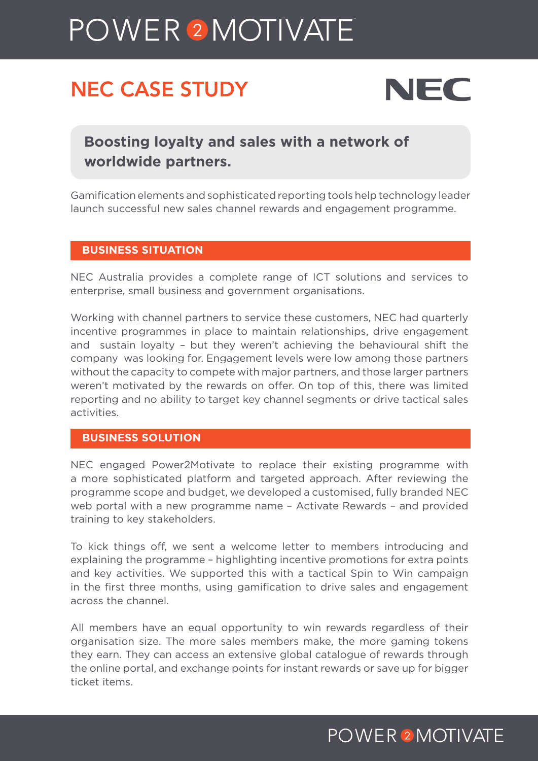# NEC CASE STUDY

**Boosting loyalty and sales with a network of worldwide partners.**

Gamification elements and sophisticated reporting tools help technology leader launch successful new sales channel rewards and engagement programme.

## BUSINESS SITUATION

NEC Australia provides a complete range of ICT solutions and services to enterprise, small business and government organisations.

Working with channel partners to service these customers, NEC had quarterly incentive programmes in place to maintain relationships, drive engagement and sustain loyalty – but they weren't achieving the behavioural shift the company was looking for. Engagement levels were low among those partners without the capacity to compete with major partners, and those larger partners weren't motivated by the rewards on offer. On top of this, there was limited reporting and no ability to target key channel segments or drive tactical sales activities.

## BUSINESS SOLUTION

NEC engaged Power2Motivate to replace their existing programme with a more sophisticated platform and targeted approach. After reviewing the programme scope and budget, we developed a customised, fully branded NEC web portal with a new programme name – Activate Rewards – and provided training to key stakeholders.

To kick things off, we sent a welcome letter to members introducing and explaining the programme – highlighting incentive promotions for extra points and key activities. We supported this with a tactical Spin to Win campaign in the first three months, using gamification to drive sales and engagement across the channel.

All members have an equal opportunity to win rewards regardless of their organisation size. The more sales members make, the more gaming tokens they earn. They can access an extensive global catalogue of rewards through the online portal, and exchange points for instant rewards or save up for bigger ticket items.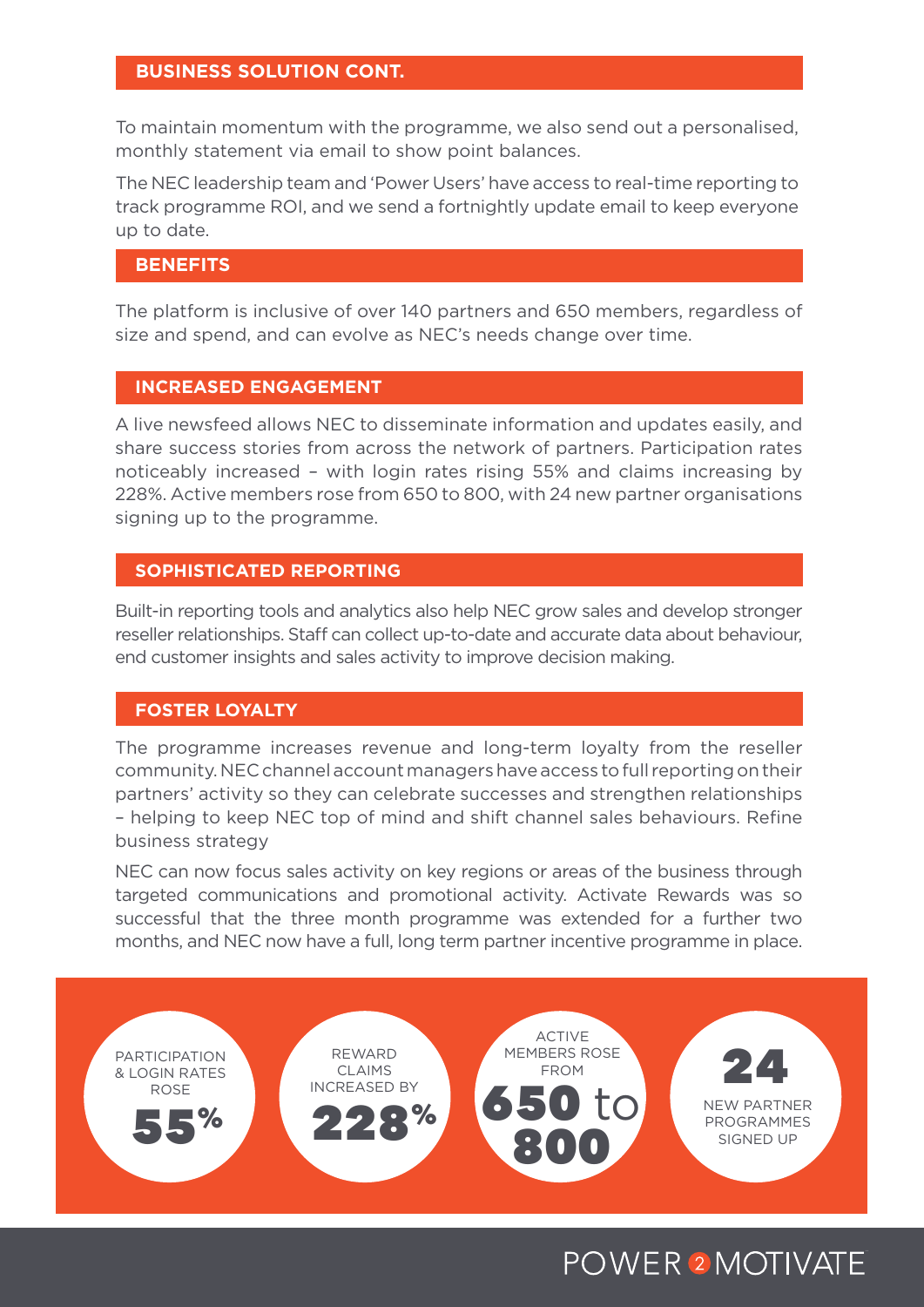## BUSINESS SOLUTION CONT.

To maintain momentum with the programme, we also send out a personalised, monthly statement via email to show point balances.

The NEC leadership team and 'Power Users' have access to real-time reporting to track programme ROI, and we send a fortnightly update email to keep everyone up to date.

## BENEFITS

The platform is inclusive of over 140 partners and 650 members, regardless of size and spend, and can evolve as NEC's needs change over time.

## INCREASED ENGAGEMENT

A live newsfeed allows NEC to disseminate information and updates easily, and share success stories from across the network of partners. Participation rates noticeably increased – with login rates rising 55% and claims increasing by 228%. Active members rose from 650 to 800, with 24 new partner organisations signing up to the programme.

## SOPHISTICATED REPORTING

Built-in reporting tools and analytics also help NEC grow sales and develop stronger reseller relationships. Staff can collect up-to-date and accurate data about behaviour, end customer insights and sales activity to improve decision making.

## FOSTER LOYALTY

The programme increases revenue and long-term loyalty from the reseller community. NEC channel account managers have access to full reporting on their partners' activity so they can celebrate successes and strengthen relationships – helping to keep NEC top of mind and shift channel sales behaviours. Refine business strategy

NEC can now focus sales activity on key regions or areas of the business through targeted communications and promotional activity. Activate Rewards was so successful that the three month programme was extended for a further two months, and NEC now have a full, long term partner incentive programme in place.

PARTICIPATION & LOGIN RATES ROSE **55%**

REWARD CLAIMS INCREASED BY **228%**

ACTIVE MEMBERS ROSE FROM **650** to **800**

**24** NEW PARTNER PROGRAMMES SIGNED UP